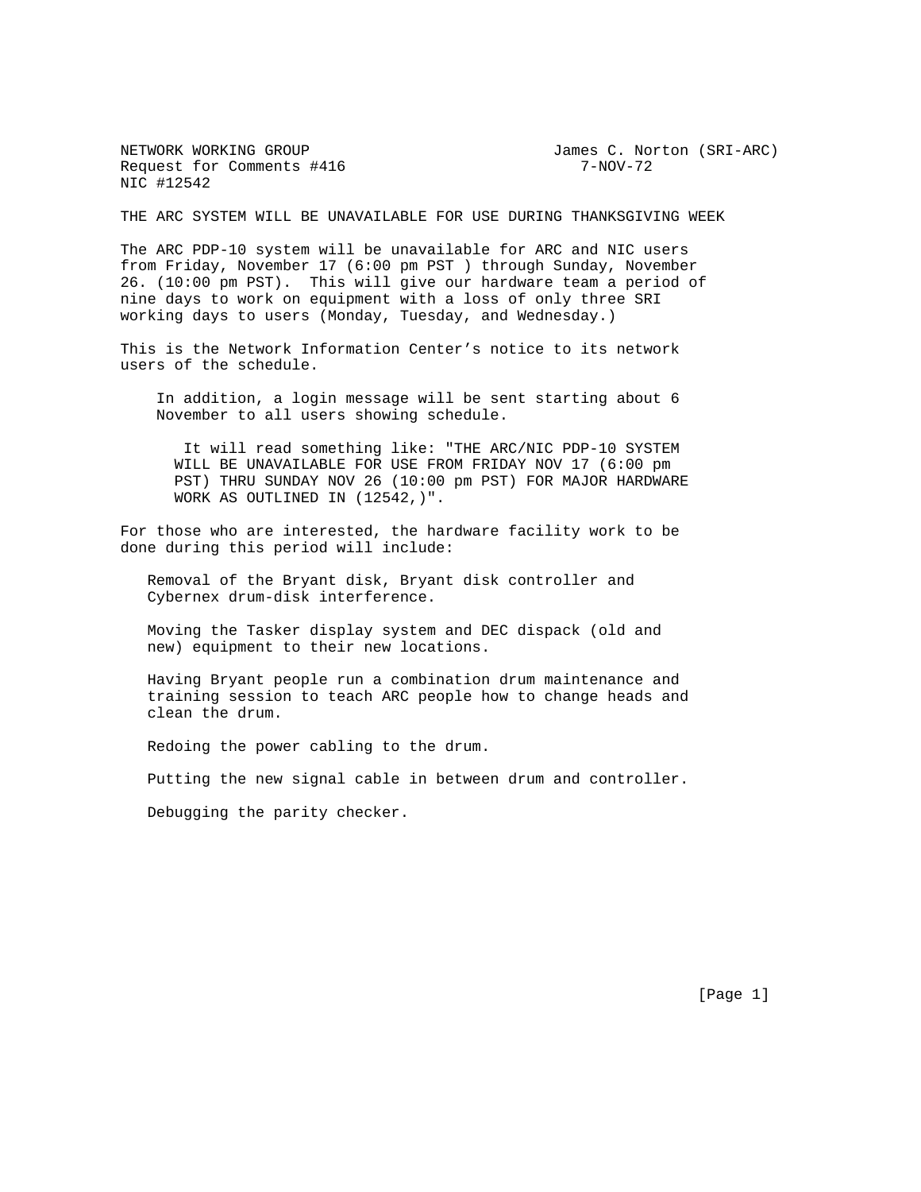NETWORK WORKING GROUP James C. Norton (SRI-ARC)
Request for Comments #416 7-NOV-72
NIC #12542

# THE ARC SYSTEM WILL BE UNAVAILABLE FOR USE DURING THANKSGIVING WEEK

The ARC PDP-10 system will be unavailable for ARC and NIC users from Friday, November 17 (6:00 pm PST ) through Sunday, November 26. (10:00 pm PST). This will give our hardware team a period of nine days to work on equipment with a loss of only three SRI working days to users (Monday, Tuesday, and Wednesday.)

This is the Network Information Center's notice to its network users of the schedule.

> In addition, a login message will be sent starting about 6 November to all users showing schedule.
>
> > It will read something like: "THE ARC/NIC PDP-10 SYSTEM WILL BE UNAVAILABLE FOR USE FROM FRIDAY NOV 17 (6:00 pm PST) THRU SUNDAY NOV 26 (10:00 pm PST) FOR MAJOR HARDWARE WORK AS OUTLINED IN (12542,)".

For those who are interested, the hardware facility work to be done during this period will include:

Removal of the Bryant disk, Bryant disk controller and Cybernex drum-disk interference.

Moving the Tasker display system and DEC dispack (old and new) equipment to their new locations.

Having Bryant people run a combination drum maintenance and training session to teach ARC people how to change heads and clean the drum.

Redoing the power cabling to the drum.

Putting the new signal cable in between drum and controller.

Debugging the parity checker.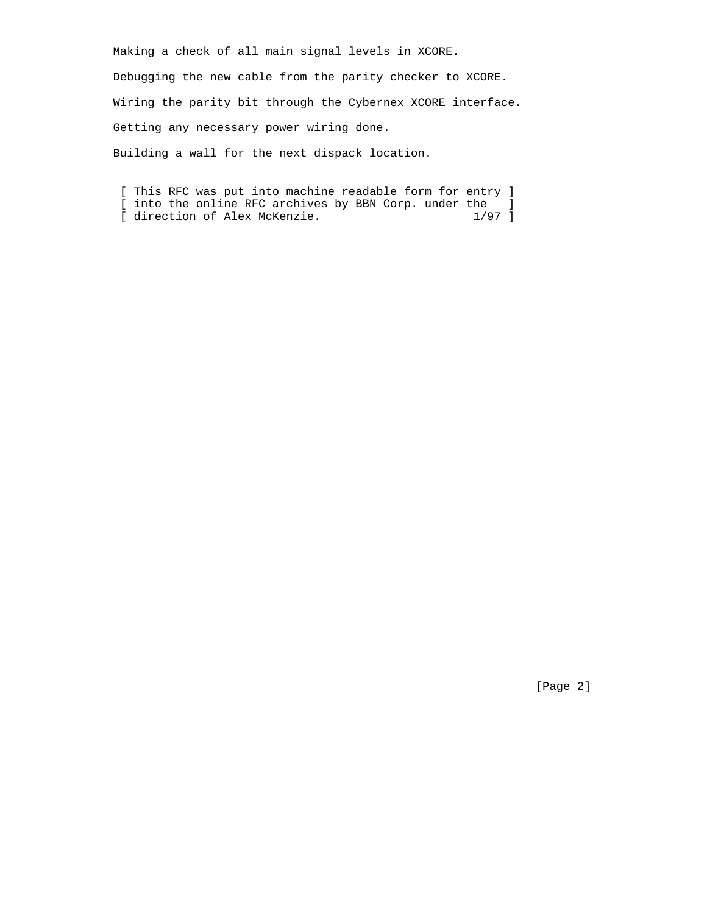Making a check of all main signal levels in XCORE.

Debugging the new cable from the parity checker to XCORE.

Wiring the parity bit through the Cybernex XCORE interface.

Getting any necessary power wiring done.

Building a wall for the next dispack location.

```
[ This RFC was put into machine readable form for entry ]
[ into the online RFC archives by BBN Corp. under the   ]
[ direction of Alex McKenzie.                      1/97 ]
```